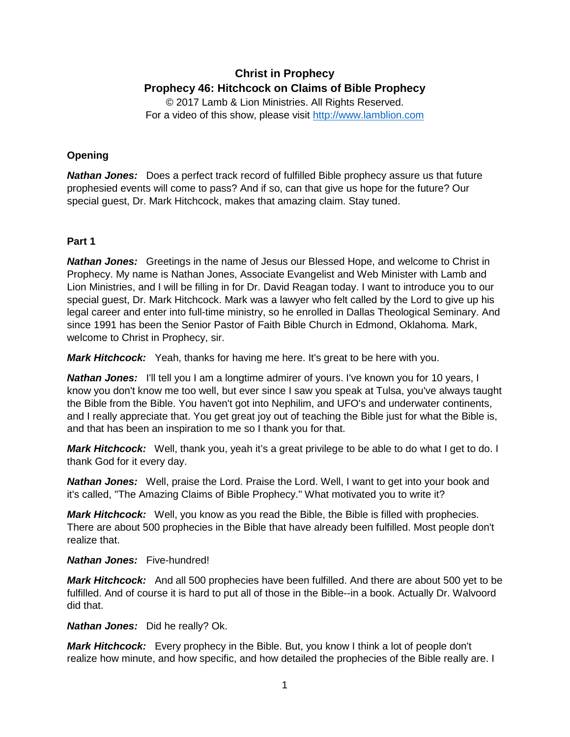# Christ in Prophecy

## Prophecy 46: Hitchcock on Claims of Bible Prophecy

© 2017 Lamb & Lion Ministries. All Rights Reserved.
For a video of this show, please visit http://www.lamblion.com

### Opening

***Nathan Jones:*** Does a perfect track record of fulfilled Bible prophecy assure us that future prophesied events will come to pass? And if so, can that give us hope for the future? Our special guest, Dr. Mark Hitchcock, makes that amazing claim. Stay tuned.

### Part 1

***Nathan Jones:*** Greetings in the name of Jesus our Blessed Hope, and welcome to Christ in Prophecy. My name is Nathan Jones, Associate Evangelist and Web Minister with Lamb and Lion Ministries, and I will be filling in for Dr. David Reagan today. I want to introduce you to our special guest, Dr. Mark Hitchcock. Mark was a lawyer who felt called by the Lord to give up his legal career and enter into full-time ministry, so he enrolled in Dallas Theological Seminary. And since 1991 has been the Senior Pastor of Faith Bible Church in Edmond, Oklahoma. Mark, welcome to Christ in Prophecy, sir.

***Mark Hitchcock:*** Yeah, thanks for having me here. It's great to be here with you.

***Nathan Jones:*** I'll tell you I am a longtime admirer of yours. I've known you for 10 years, I know you don't know me too well, but ever since I saw you speak at Tulsa, you've always taught the Bible from the Bible. You haven't got into Nephilim, and UFO's and underwater continents, and I really appreciate that. You get great joy out of teaching the Bible just for what the Bible is, and that has been an inspiration to me so I thank you for that.

***Mark Hitchcock:*** Well, thank you, yeah it's a great privilege to be able to do what I get to do. I thank God for it every day.

***Nathan Jones:*** Well, praise the Lord. Praise the Lord. Well, I want to get into your book and it's called, "The Amazing Claims of Bible Prophecy." What motivated you to write it?

***Mark Hitchcock:*** Well, you know as you read the Bible, the Bible is filled with prophecies. There are about 500 prophecies in the Bible that have already been fulfilled. Most people don't realize that.

***Nathan Jones:*** Five-hundred!

***Mark Hitchcock:*** And all 500 prophecies have been fulfilled. And there are about 500 yet to be fulfilled. And of course it is hard to put all of those in the Bible--in a book. Actually Dr. Walvoord did that.

***Nathan Jones:*** Did he really? Ok.

***Mark Hitchcock:*** Every prophecy in the Bible. But, you know I think a lot of people don't realize how minute, and how specific, and how detailed the prophecies of the Bible really are. I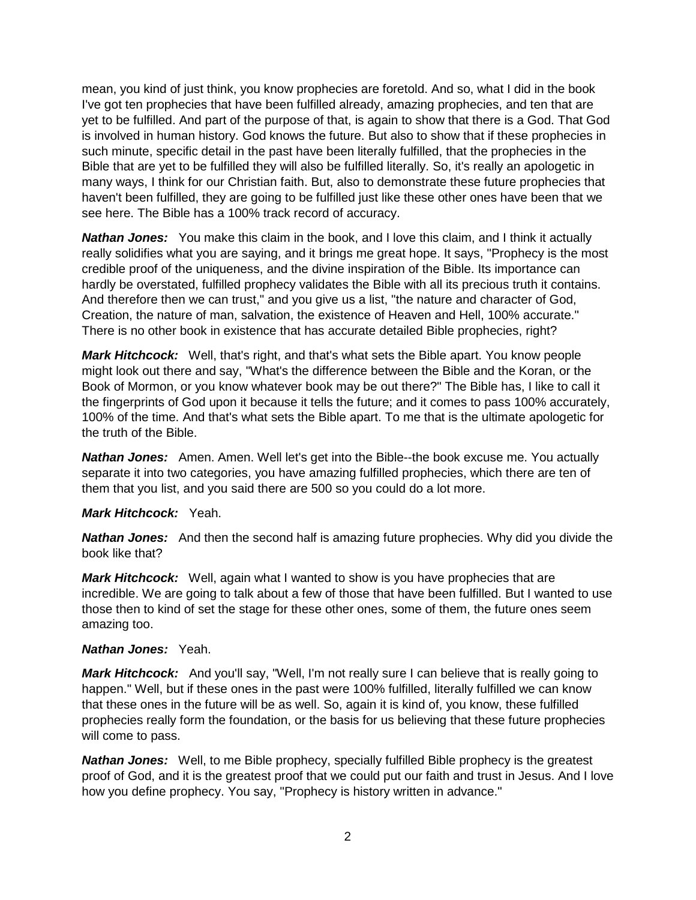mean, you kind of just think, you know prophecies are foretold. And so, what I did in the book I've got ten prophecies that have been fulfilled already, amazing prophecies, and ten that are yet to be fulfilled. And part of the purpose of that, is again to show that there is a God. That God is involved in human history. God knows the future. But also to show that if these prophecies in such minute, specific detail in the past have been literally fulfilled, that the prophecies in the Bible that are yet to be fulfilled they will also be fulfilled literally. So, it's really an apologetic in many ways, I think for our Christian faith. But, also to demonstrate these future prophecies that haven't been fulfilled, they are going to be fulfilled just like these other ones have been that we see here. The Bible has a 100% track record of accuracy.

***Nathan Jones:*** You make this claim in the book, and I love this claim, and I think it actually really solidifies what you are saying, and it brings me great hope. It says, "Prophecy is the most credible proof of the uniqueness, and the divine inspiration of the Bible. Its importance can hardly be overstated, fulfilled prophecy validates the Bible with all its precious truth it contains. And therefore then we can trust," and you give us a list, "the nature and character of God, Creation, the nature of man, salvation, the existence of Heaven and Hell, 100% accurate." There is no other book in existence that has accurate detailed Bible prophecies, right?

***Mark Hitchcock:*** Well, that's right, and that's what sets the Bible apart. You know people might look out there and say, "What's the difference between the Bible and the Koran, or the Book of Mormon, or you know whatever book may be out there?" The Bible has, I like to call it the fingerprints of God upon it because it tells the future; and it comes to pass 100% accurately, 100% of the time. And that's what sets the Bible apart. To me that is the ultimate apologetic for the truth of the Bible.

***Nathan Jones:*** Amen. Amen. Well let's get into the Bible--the book excuse me. You actually separate it into two categories, you have amazing fulfilled prophecies, which there are ten of them that you list, and you said there are 500 so you could do a lot more.

***Mark Hitchcock:*** Yeah.

***Nathan Jones:*** And then the second half is amazing future prophecies. Why did you divide the book like that?

***Mark Hitchcock:*** Well, again what I wanted to show is you have prophecies that are incredible. We are going to talk about a few of those that have been fulfilled. But I wanted to use those then to kind of set the stage for these other ones, some of them, the future ones seem amazing too.

***Nathan Jones:*** Yeah.

***Mark Hitchcock:*** And you'll say, "Well, I'm not really sure I can believe that is really going to happen." Well, but if these ones in the past were 100% fulfilled, literally fulfilled we can know that these ones in the future will be as well. So, again it is kind of, you know, these fulfilled prophecies really form the foundation, or the basis for us believing that these future prophecies will come to pass.

***Nathan Jones:*** Well, to me Bible prophecy, specially fulfilled Bible prophecy is the greatest proof of God, and it is the greatest proof that we could put our faith and trust in Jesus. And I love how you define prophecy. You say, "Prophecy is history written in advance."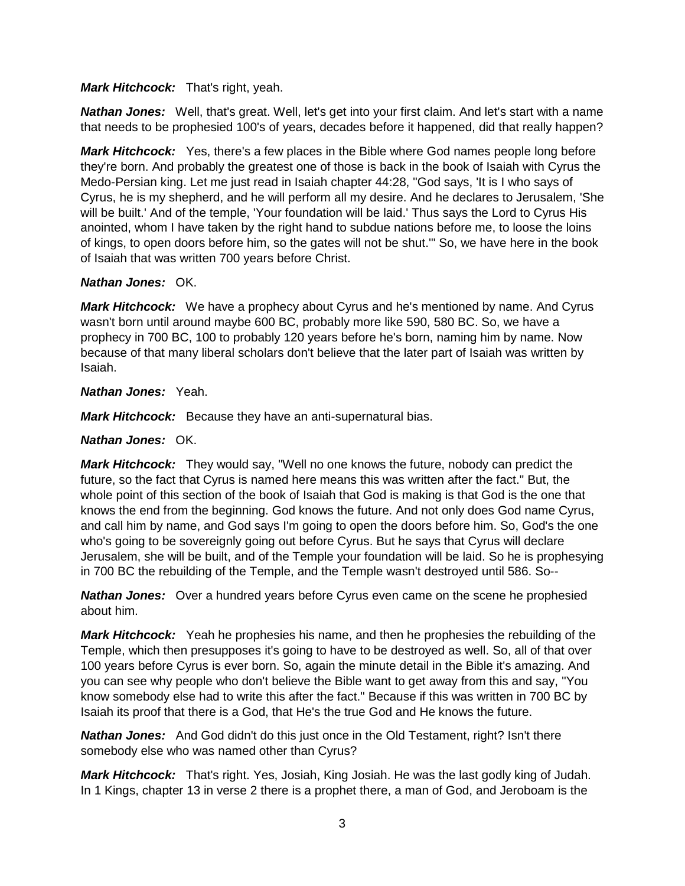***Mark Hitchcock:*** That's right, yeah.

***Nathan Jones:*** Well, that's great. Well, let's get into your first claim. And let's start with a name that needs to be prophesied 100's of years, decades before it happened, did that really happen?

***Mark Hitchcock:*** Yes, there's a few places in the Bible where God names people long before they're born. And probably the greatest one of those is back in the book of Isaiah with Cyrus the Medo-Persian king. Let me just read in Isaiah chapter 44:28, "God says, 'It is I who says of Cyrus, he is my shepherd, and he will perform all my desire. And he declares to Jerusalem, 'She will be built.' And of the temple, 'Your foundation will be laid.' Thus says the Lord to Cyrus His anointed, whom I have taken by the right hand to subdue nations before me, to loose the loins of kings, to open doors before him, so the gates will not be shut.'" So, we have here in the book of Isaiah that was written 700 years before Christ.

***Nathan Jones:*** OK.

***Mark Hitchcock:*** We have a prophecy about Cyrus and he's mentioned by name. And Cyrus wasn't born until around maybe 600 BC, probably more like 590, 580 BC. So, we have a prophecy in 700 BC, 100 to probably 120 years before he's born, naming him by name. Now because of that many liberal scholars don't believe that the later part of Isaiah was written by Isaiah.

***Nathan Jones:*** Yeah.

***Mark Hitchcock:*** Because they have an anti-supernatural bias.

***Nathan Jones:*** OK.

***Mark Hitchcock:*** They would say, "Well no one knows the future, nobody can predict the future, so the fact that Cyrus is named here means this was written after the fact." But, the whole point of this section of the book of Isaiah that God is making is that God is the one that knows the end from the beginning. God knows the future. And not only does God name Cyrus, and call him by name, and God says I'm going to open the doors before him. So, God's the one who's going to be sovereignly going out before Cyrus. But he says that Cyrus will declare Jerusalem, she will be built, and of the Temple your foundation will be laid. So he is prophesying in 700 BC the rebuilding of the Temple, and the Temple wasn't destroyed until 586. So--

***Nathan Jones:*** Over a hundred years before Cyrus even came on the scene he prophesied about him.

***Mark Hitchcock:*** Yeah he prophesies his name, and then he prophesies the rebuilding of the Temple, which then presupposes it's going to have to be destroyed as well. So, all of that over 100 years before Cyrus is ever born. So, again the minute detail in the Bible it's amazing. And you can see why people who don't believe the Bible want to get away from this and say, "You know somebody else had to write this after the fact." Because if this was written in 700 BC by Isaiah its proof that there is a God, that He's the true God and He knows the future.

***Nathan Jones:*** And God didn't do this just once in the Old Testament, right? Isn't there somebody else who was named other than Cyrus?

***Mark Hitchcock:*** That's right. Yes, Josiah, King Josiah. He was the last godly king of Judah. In 1 Kings, chapter 13 in verse 2 there is a prophet there, a man of God, and Jeroboam is the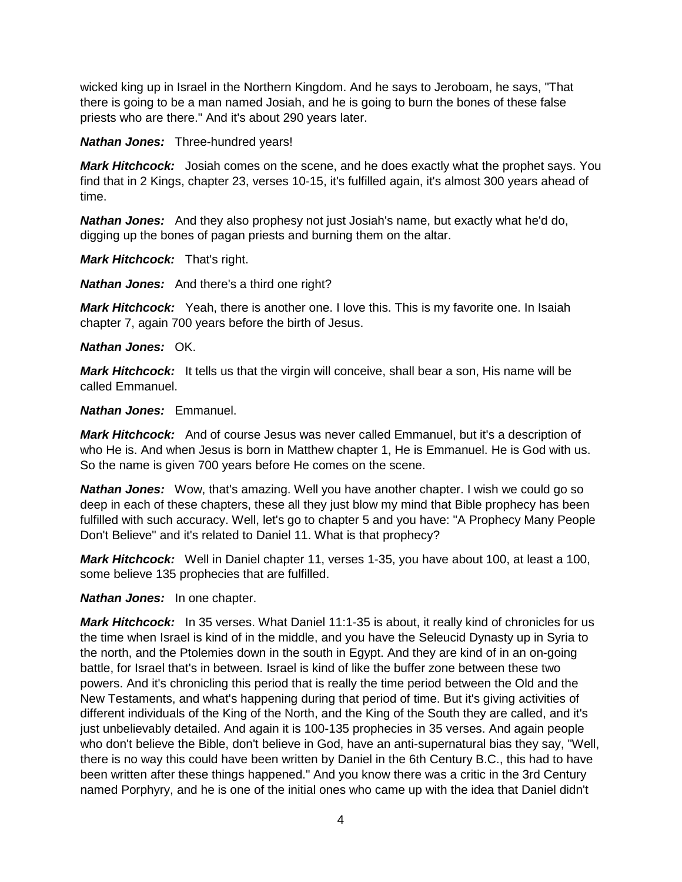wicked king up in Israel in the Northern Kingdom. And he says to Jeroboam, he says, "That there is going to be a man named Josiah, and he is going to burn the bones of these false priests who are there." And it's about 290 years later.

***Nathan Jones:*** Three-hundred years!

***Mark Hitchcock:*** Josiah comes on the scene, and he does exactly what the prophet says. You find that in 2 Kings, chapter 23, verses 10-15, it's fulfilled again, it's almost 300 years ahead of time.

***Nathan Jones:*** And they also prophesy not just Josiah's name, but exactly what he'd do, digging up the bones of pagan priests and burning them on the altar.

***Mark Hitchcock:*** That's right.

***Nathan Jones:*** And there's a third one right?

***Mark Hitchcock:*** Yeah, there is another one. I love this. This is my favorite one. In Isaiah chapter 7, again 700 years before the birth of Jesus.

***Nathan Jones:*** OK.

***Mark Hitchcock:*** It tells us that the virgin will conceive, shall bear a son, His name will be called Emmanuel.

***Nathan Jones:*** Emmanuel.

***Mark Hitchcock:*** And of course Jesus was never called Emmanuel, but it's a description of who He is. And when Jesus is born in Matthew chapter 1, He is Emmanuel. He is God with us. So the name is given 700 years before He comes on the scene.

***Nathan Jones:*** Wow, that's amazing. Well you have another chapter. I wish we could go so deep in each of these chapters, these all they just blow my mind that Bible prophecy has been fulfilled with such accuracy. Well, let's go to chapter 5 and you have: "A Prophecy Many People Don't Believe" and it's related to Daniel 11. What is that prophecy?

***Mark Hitchcock:*** Well in Daniel chapter 11, verses 1-35, you have about 100, at least a 100, some believe 135 prophecies that are fulfilled.

***Nathan Jones:*** In one chapter.

***Mark Hitchcock:*** In 35 verses. What Daniel 11:1-35 is about, it really kind of chronicles for us the time when Israel is kind of in the middle, and you have the Seleucid Dynasty up in Syria to the north, and the Ptolemies down in the south in Egypt. And they are kind of in an on-going battle, for Israel that's in between. Israel is kind of like the buffer zone between these two powers. And it's chronicling this period that is really the time period between the Old and the New Testaments, and what's happening during that period of time. But it's giving activities of different individuals of the King of the North, and the King of the South they are called, and it's just unbelievably detailed. And again it is 100-135 prophecies in 35 verses. And again people who don't believe the Bible, don't believe in God, have an anti-supernatural bias they say, "Well, there is no way this could have been written by Daniel in the 6th Century B.C., this had to have been written after these things happened." And you know there was a critic in the 3rd Century named Porphyry, and he is one of the initial ones who came up with the idea that Daniel didn't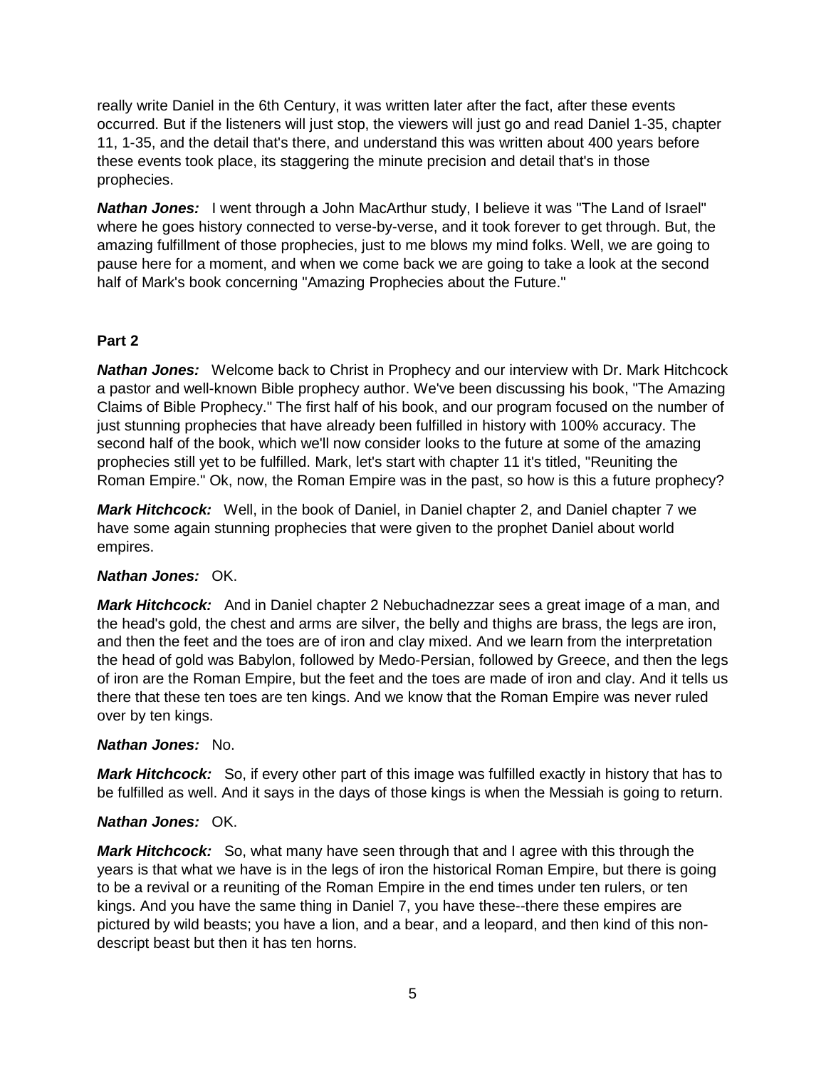really write Daniel in the 6th Century, it was written later after the fact, after these events occurred. But if the listeners will just stop, the viewers will just go and read Daniel 1-35, chapter 11, 1-35, and the detail that's there, and understand this was written about 400 years before these events took place, its staggering the minute precision and detail that's in those prophecies.

***Nathan Jones:*** I went through a John MacArthur study, I believe it was "The Land of Israel" where he goes history connected to verse-by-verse, and it took forever to get through. But, the amazing fulfillment of those prophecies, just to me blows my mind folks. Well, we are going to pause here for a moment, and when we come back we are going to take a look at the second half of Mark's book concerning "Amazing Prophecies about the Future."

**Part 2**

***Nathan Jones:*** Welcome back to Christ in Prophecy and our interview with Dr. Mark Hitchcock a pastor and well-known Bible prophecy author. We've been discussing his book, "The Amazing Claims of Bible Prophecy." The first half of his book, and our program focused on the number of just stunning prophecies that have already been fulfilled in history with 100% accuracy. The second half of the book, which we'll now consider looks to the future at some of the amazing prophecies still yet to be fulfilled. Mark, let's start with chapter 11 it's titled, "Reuniting the Roman Empire." Ok, now, the Roman Empire was in the past, so how is this a future prophecy?

***Mark Hitchcock:*** Well, in the book of Daniel, in Daniel chapter 2, and Daniel chapter 7 we have some again stunning prophecies that were given to the prophet Daniel about world empires.

***Nathan Jones:*** OK.

***Mark Hitchcock:*** And in Daniel chapter 2 Nebuchadnezzar sees a great image of a man, and the head's gold, the chest and arms are silver, the belly and thighs are brass, the legs are iron, and then the feet and the toes are of iron and clay mixed. And we learn from the interpretation the head of gold was Babylon, followed by Medo-Persian, followed by Greece, and then the legs of iron are the Roman Empire, but the feet and the toes are made of iron and clay. And it tells us there that these ten toes are ten kings. And we know that the Roman Empire was never ruled over by ten kings.

***Nathan Jones:*** No.

***Mark Hitchcock:*** So, if every other part of this image was fulfilled exactly in history that has to be fulfilled as well. And it says in the days of those kings is when the Messiah is going to return.

***Nathan Jones:*** OK.

***Mark Hitchcock:*** So, what many have seen through that and I agree with this through the years is that what we have is in the legs of iron the historical Roman Empire, but there is going to be a revival or a reuniting of the Roman Empire in the end times under ten rulers, or ten kings. And you have the same thing in Daniel 7, you have these--there these empires are pictured by wild beasts; you have a lion, and a bear, and a leopard, and then kind of this non-descript beast but then it has ten horns.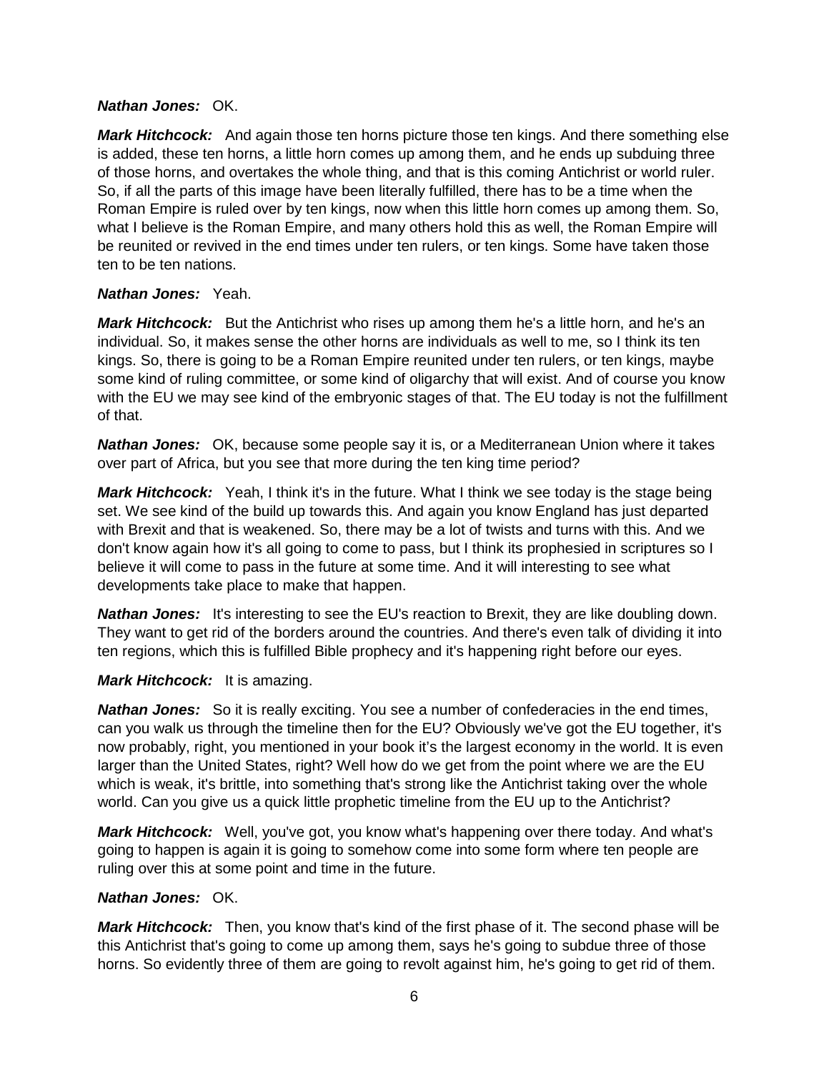***Nathan Jones:*** OK.

***Mark Hitchcock:*** And again those ten horns picture those ten kings. And there something else is added, these ten horns, a little horn comes up among them, and he ends up subduing three of those horns, and overtakes the whole thing, and that is this coming Antichrist or world ruler. So, if all the parts of this image have been literally fulfilled, there has to be a time when the Roman Empire is ruled over by ten kings, now when this little horn comes up among them. So, what I believe is the Roman Empire, and many others hold this as well, the Roman Empire will be reunited or revived in the end times under ten rulers, or ten kings. Some have taken those ten to be ten nations.

***Nathan Jones:*** Yeah.

***Mark Hitchcock:*** But the Antichrist who rises up among them he's a little horn, and he's an individual. So, it makes sense the other horns are individuals as well to me, so I think its ten kings. So, there is going to be a Roman Empire reunited under ten rulers, or ten kings, maybe some kind of ruling committee, or some kind of oligarchy that will exist. And of course you know with the EU we may see kind of the embryonic stages of that. The EU today is not the fulfillment of that.

***Nathan Jones:*** OK, because some people say it is, or a Mediterranean Union where it takes over part of Africa, but you see that more during the ten king time period?

***Mark Hitchcock:*** Yeah, I think it's in the future. What I think we see today is the stage being set. We see kind of the build up towards this. And again you know England has just departed with Brexit and that is weakened. So, there may be a lot of twists and turns with this. And we don't know again how it's all going to come to pass, but I think its prophesied in scriptures so I believe it will come to pass in the future at some time. And it will interesting to see what developments take place to make that happen.

***Nathan Jones:*** It's interesting to see the EU's reaction to Brexit, they are like doubling down. They want to get rid of the borders around the countries. And there's even talk of dividing it into ten regions, which this is fulfilled Bible prophecy and it's happening right before our eyes.

***Mark Hitchcock:*** It is amazing.

***Nathan Jones:*** So it is really exciting. You see a number of confederacies in the end times, can you walk us through the timeline then for the EU? Obviously we've got the EU together, it's now probably, right, you mentioned in your book it's the largest economy in the world. It is even larger than the United States, right? Well how do we get from the point where we are the EU which is weak, it's brittle, into something that's strong like the Antichrist taking over the whole world. Can you give us a quick little prophetic timeline from the EU up to the Antichrist?

***Mark Hitchcock:*** Well, you've got, you know what's happening over there today. And what's going to happen is again it is going to somehow come into some form where ten people are ruling over this at some point and time in the future.

***Nathan Jones:*** OK.

***Mark Hitchcock:*** Then, you know that's kind of the first phase of it. The second phase will be this Antichrist that's going to come up among them, says he's going to subdue three of those horns. So evidently three of them are going to revolt against him, he's going to get rid of them.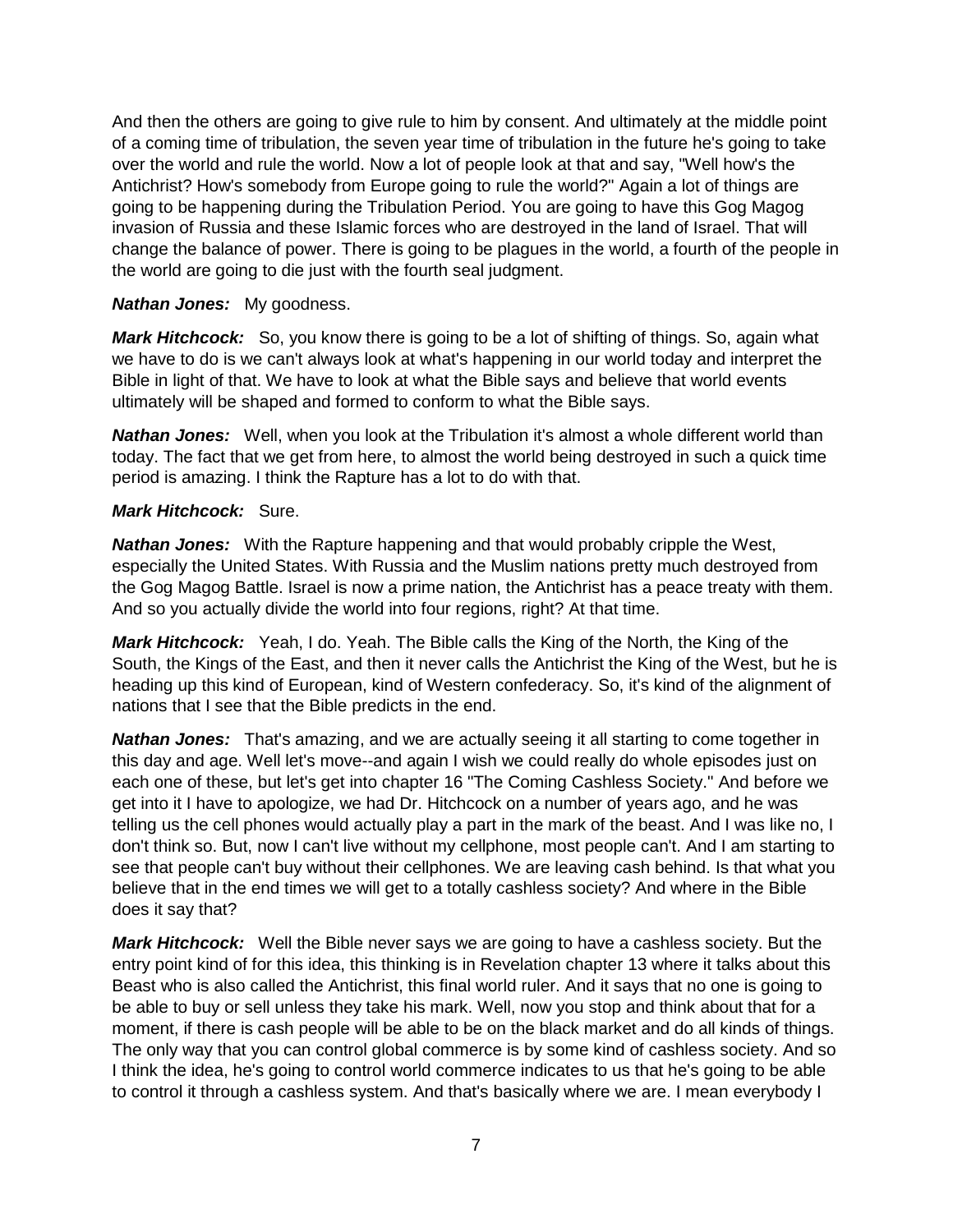And then the others are going to give rule to him by consent. And ultimately at the middle point of a coming time of tribulation, the seven year time of tribulation in the future he's going to take over the world and rule the world. Now a lot of people look at that and say, "Well how's the Antichrist? How's somebody from Europe going to rule the world?" Again a lot of things are going to be happening during the Tribulation Period. You are going to have this Gog Magog invasion of Russia and these Islamic forces who are destroyed in the land of Israel. That will change the balance of power. There is going to be plagues in the world, a fourth of the people in the world are going to die just with the fourth seal judgment.

***Nathan Jones:*** My goodness.

***Mark Hitchcock:*** So, you know there is going to be a lot of shifting of things. So, again what we have to do is we can't always look at what's happening in our world today and interpret the Bible in light of that. We have to look at what the Bible says and believe that world events ultimately will be shaped and formed to conform to what the Bible says.

***Nathan Jones:*** Well, when you look at the Tribulation it's almost a whole different world than today. The fact that we get from here, to almost the world being destroyed in such a quick time period is amazing. I think the Rapture has a lot to do with that.

***Mark Hitchcock:*** Sure.

***Nathan Jones:*** With the Rapture happening and that would probably cripple the West, especially the United States. With Russia and the Muslim nations pretty much destroyed from the Gog Magog Battle. Israel is now a prime nation, the Antichrist has a peace treaty with them. And so you actually divide the world into four regions, right? At that time.

***Mark Hitchcock:*** Yeah, I do. Yeah. The Bible calls the King of the North, the King of the South, the Kings of the East, and then it never calls the Antichrist the King of the West, but he is heading up this kind of European, kind of Western confederacy. So, it's kind of the alignment of nations that I see that the Bible predicts in the end.

***Nathan Jones:*** That's amazing, and we are actually seeing it all starting to come together in this day and age. Well let's move--and again I wish we could really do whole episodes just on each one of these, but let's get into chapter 16 "The Coming Cashless Society." And before we get into it I have to apologize, we had Dr. Hitchcock on a number of years ago, and he was telling us the cell phones would actually play a part in the mark of the beast. And I was like no, I don't think so. But, now I can't live without my cellphone, most people can't. And I am starting to see that people can't buy without their cellphones. We are leaving cash behind. Is that what you believe that in the end times we will get to a totally cashless society? And where in the Bible does it say that?

***Mark Hitchcock:*** Well the Bible never says we are going to have a cashless society. But the entry point kind of for this idea, this thinking is in Revelation chapter 13 where it talks about this Beast who is also called the Antichrist, this final world ruler. And it says that no one is going to be able to buy or sell unless they take his mark. Well, now you stop and think about that for a moment, if there is cash people will be able to be on the black market and do all kinds of things. The only way that you can control global commerce is by some kind of cashless society. And so I think the idea, he's going to control world commerce indicates to us that he's going to be able to control it through a cashless system. And that's basically where we are. I mean everybody I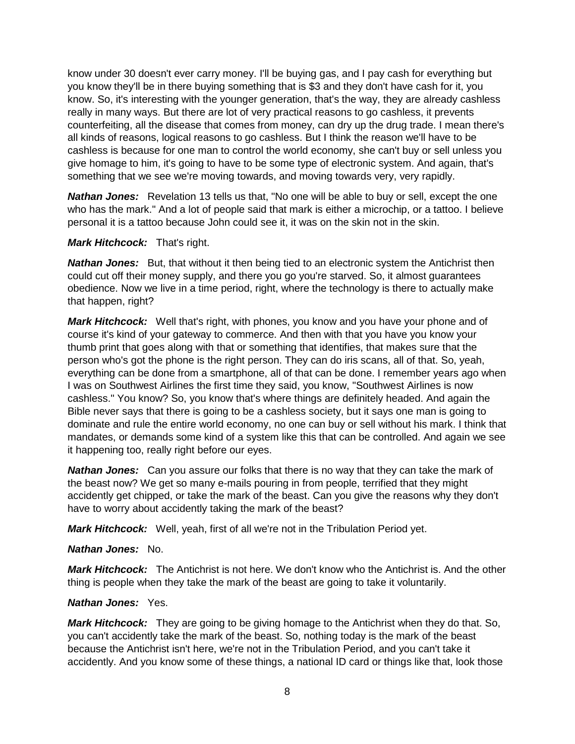know under 30 doesn't ever carry money. I'll be buying gas, and I pay cash for everything but you know they'll be in there buying something that is $3 and they don't have cash for it, you know. So, it's interesting with the younger generation, that's the way, they are already cashless really in many ways. But there are lot of very practical reasons to go cashless, it prevents counterfeiting, all the disease that comes from money, can dry up the drug trade. I mean there's all kinds of reasons, logical reasons to go cashless. But I think the reason we'll have to be cashless is because for one man to control the world economy, she can't buy or sell unless you give homage to him, it's going to have to be some type of electronic system. And again, that's something that we see we're moving towards, and moving towards very, very rapidly.

***Nathan Jones:*** Revelation 13 tells us that, "No one will be able to buy or sell, except the one who has the mark." And a lot of people said that mark is either a microchip, or a tattoo. I believe personal it is a tattoo because John could see it, it was on the skin not in the skin.

***Mark Hitchcock:*** That's right.

***Nathan Jones:*** But, that without it then being tied to an electronic system the Antichrist then could cut off their money supply, and there you go you're starved. So, it almost guarantees obedience. Now we live in a time period, right, where the technology is there to actually make that happen, right?

***Mark Hitchcock:*** Well that's right, with phones, you know and you have your phone and of course it's kind of your gateway to commerce. And then with that you have you know your thumb print that goes along with that or something that identifies, that makes sure that the person who's got the phone is the right person. They can do iris scans, all of that. So, yeah, everything can be done from a smartphone, all of that can be done. I remember years ago when I was on Southwest Airlines the first time they said, you know, "Southwest Airlines is now cashless." You know? So, you know that's where things are definitely headed. And again the Bible never says that there is going to be a cashless society, but it says one man is going to dominate and rule the entire world economy, no one can buy or sell without his mark. I think that mandates, or demands some kind of a system like this that can be controlled. And again we see it happening too, really right before our eyes.

***Nathan Jones:*** Can you assure our folks that there is no way that they can take the mark of the beast now? We get so many e-mails pouring in from people, terrified that they might accidently get chipped, or take the mark of the beast. Can you give the reasons why they don't have to worry about accidently taking the mark of the beast?

***Mark Hitchcock:*** Well, yeah, first of all we're not in the Tribulation Period yet.

***Nathan Jones:*** No.

***Mark Hitchcock:*** The Antichrist is not here. We don't know who the Antichrist is. And the other thing is people when they take the mark of the beast are going to take it voluntarily.

***Nathan Jones:*** Yes.

***Mark Hitchcock:*** They are going to be giving homage to the Antichrist when they do that. So, you can't accidently take the mark of the beast. So, nothing today is the mark of the beast because the Antichrist isn't here, we're not in the Tribulation Period, and you can't take it accidently. And you know some of these things, a national ID card or things like that, look those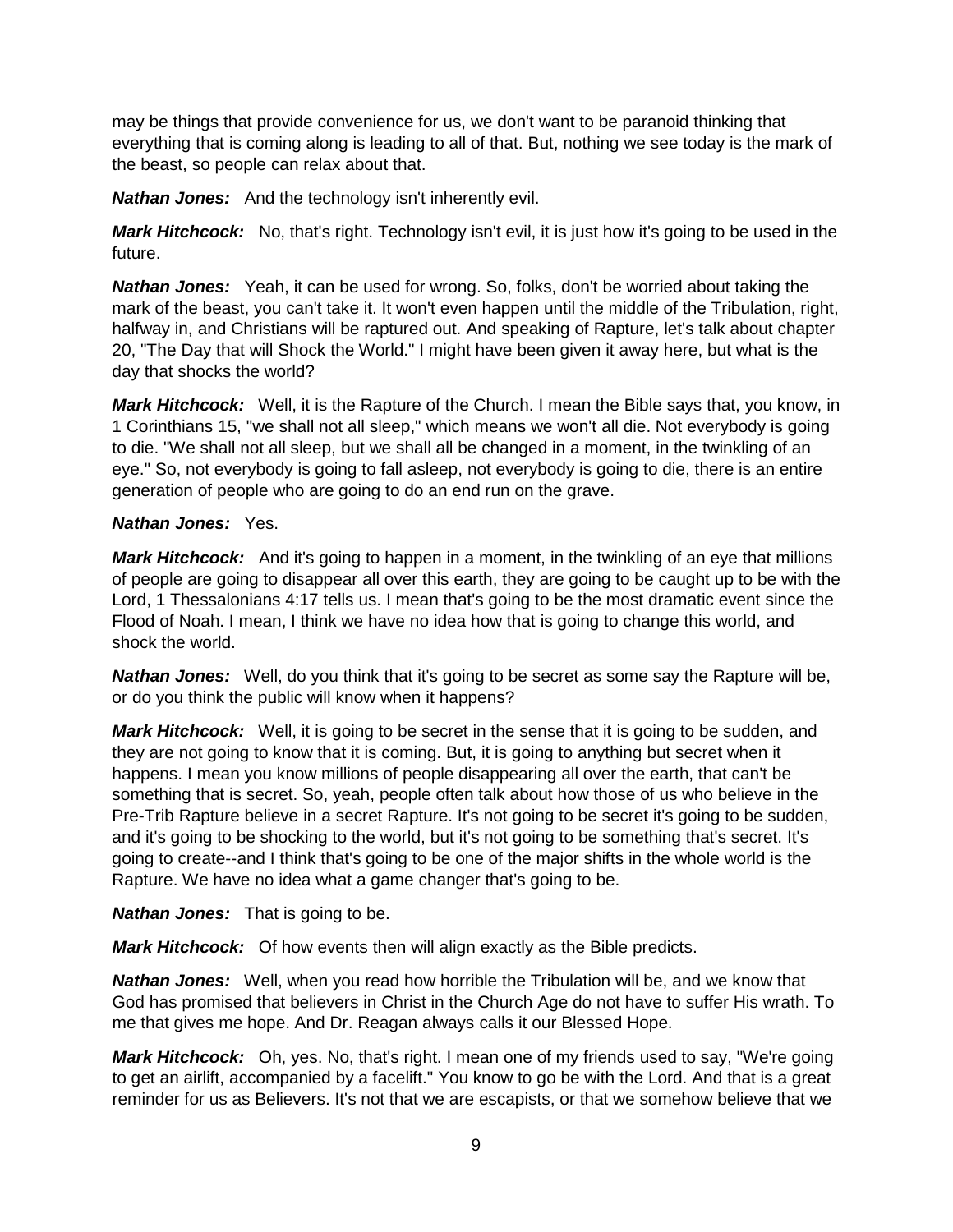may be things that provide convenience for us, we don't want to be paranoid thinking that everything that is coming along is leading to all of that. But, nothing we see today is the mark of the beast, so people can relax about that.

***Nathan Jones:*** And the technology isn't inherently evil.

***Mark Hitchcock:*** No, that's right. Technology isn't evil, it is just how it's going to be used in the future.

***Nathan Jones:*** Yeah, it can be used for wrong. So, folks, don't be worried about taking the mark of the beast, you can't take it. It won't even happen until the middle of the Tribulation, right, halfway in, and Christians will be raptured out. And speaking of Rapture, let's talk about chapter 20, "The Day that will Shock the World." I might have been given it away here, but what is the day that shocks the world?

***Mark Hitchcock:*** Well, it is the Rapture of the Church. I mean the Bible says that, you know, in 1 Corinthians 15, "we shall not all sleep," which means we won't all die. Not everybody is going to die. "We shall not all sleep, but we shall all be changed in a moment, in the twinkling of an eye." So, not everybody is going to fall asleep, not everybody is going to die, there is an entire generation of people who are going to do an end run on the grave.

***Nathan Jones:*** Yes.

***Mark Hitchcock:*** And it's going to happen in a moment, in the twinkling of an eye that millions of people are going to disappear all over this earth, they are going to be caught up to be with the Lord, 1 Thessalonians 4:17 tells us. I mean that's going to be the most dramatic event since the Flood of Noah. I mean, I think we have no idea how that is going to change this world, and shock the world.

***Nathan Jones:*** Well, do you think that it's going to be secret as some say the Rapture will be, or do you think the public will know when it happens?

***Mark Hitchcock:*** Well, it is going to be secret in the sense that it is going to be sudden, and they are not going to know that it is coming. But, it is going to anything but secret when it happens. I mean you know millions of people disappearing all over the earth, that can't be something that is secret. So, yeah, people often talk about how those of us who believe in the Pre-Trib Rapture believe in a secret Rapture. It's not going to be secret it's going to be sudden, and it's going to be shocking to the world, but it's not going to be something that's secret. It's going to create--and I think that's going to be one of the major shifts in the whole world is the Rapture. We have no idea what a game changer that's going to be.

***Nathan Jones:*** That is going to be.

***Mark Hitchcock:*** Of how events then will align exactly as the Bible predicts.

***Nathan Jones:*** Well, when you read how horrible the Tribulation will be, and we know that God has promised that believers in Christ in the Church Age do not have to suffer His wrath. To me that gives me hope. And Dr. Reagan always calls it our Blessed Hope.

***Mark Hitchcock:*** Oh, yes. No, that's right. I mean one of my friends used to say, "We're going to get an airlift, accompanied by a facelift." You know to go be with the Lord. And that is a great reminder for us as Believers. It's not that we are escapists, or that we somehow believe that we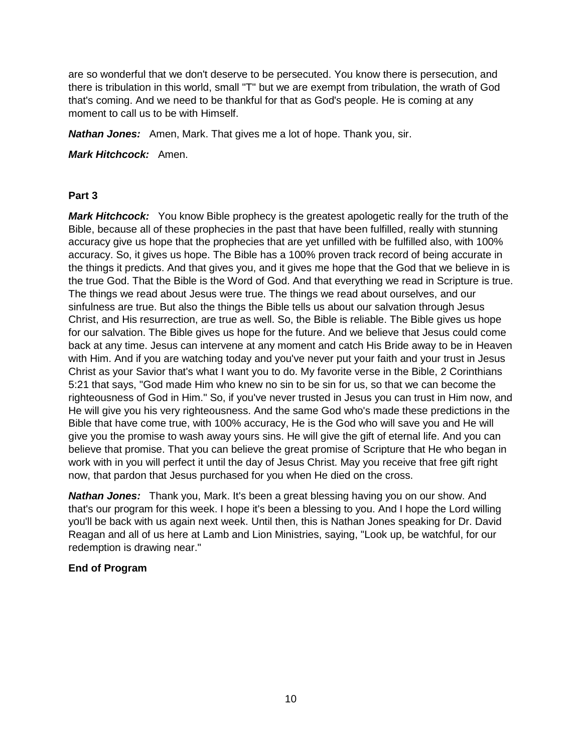are so wonderful that we don't deserve to be persecuted. You know there is persecution, and there is tribulation in this world, small "T" but we are exempt from tribulation, the wrath of God that's coming. And we need to be thankful for that as God's people. He is coming at any moment to call us to be with Himself.

***Nathan Jones:*** Amen, Mark. That gives me a lot of hope. Thank you, sir.

***Mark Hitchcock:*** Amen.

**Part 3**

***Mark Hitchcock:*** You know Bible prophecy is the greatest apologetic really for the truth of the Bible, because all of these prophecies in the past that have been fulfilled, really with stunning accuracy give us hope that the prophecies that are yet unfilled with be fulfilled also, with 100% accuracy. So, it gives us hope. The Bible has a 100% proven track record of being accurate in the things it predicts. And that gives you, and it gives me hope that the God that we believe in is the true God. That the Bible is the Word of God. And that everything we read in Scripture is true. The things we read about Jesus were true. The things we read about ourselves, and our sinfulness are true. But also the things the Bible tells us about our salvation through Jesus Christ, and His resurrection, are true as well. So, the Bible is reliable. The Bible gives us hope for our salvation. The Bible gives us hope for the future. And we believe that Jesus could come back at any time. Jesus can intervene at any moment and catch His Bride away to be in Heaven with Him. And if you are watching today and you've never put your faith and your trust in Jesus Christ as your Savior that's what I want you to do. My favorite verse in the Bible, 2 Corinthians 5:21 that says, "God made Him who knew no sin to be sin for us, so that we can become the righteousness of God in Him." So, if you've never trusted in Jesus you can trust in Him now, and He will give you his very righteousness. And the same God who's made these predictions in the Bible that have come true, with 100% accuracy, He is the God who will save you and He will give you the promise to wash away yours sins. He will give the gift of eternal life. And you can believe that promise. That you can believe the great promise of Scripture that He who began in work with in you will perfect it until the day of Jesus Christ. May you receive that free gift right now, that pardon that Jesus purchased for you when He died on the cross.

***Nathan Jones:*** Thank you, Mark. It's been a great blessing having you on our show. And that's our program for this week. I hope it's been a blessing to you. And I hope the Lord willing you'll be back with us again next week. Until then, this is Nathan Jones speaking for Dr. David Reagan and all of us here at Lamb and Lion Ministries, saying, "Look up, be watchful, for our redemption is drawing near."

**End of Program**